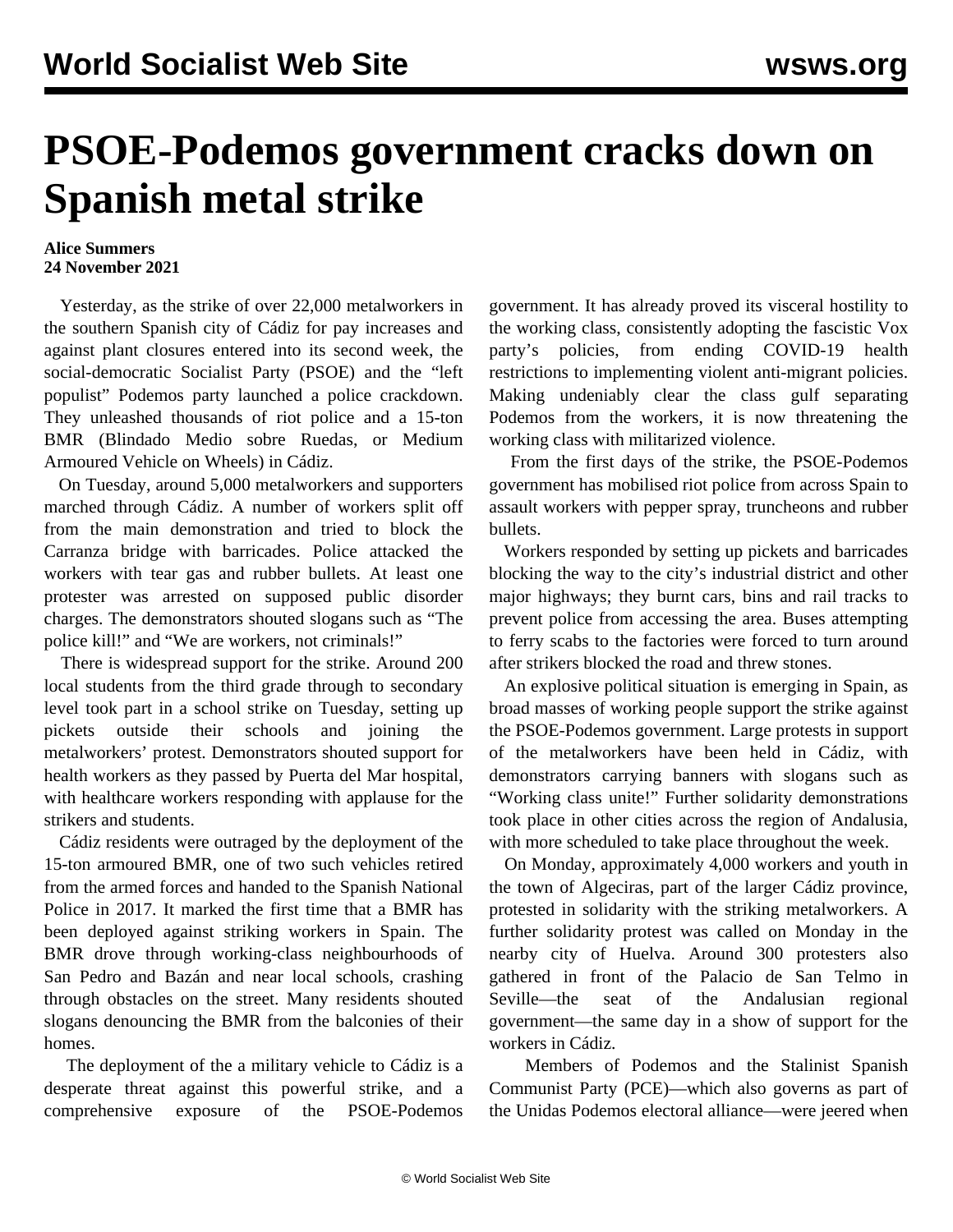# PSOE-Podemos government cracks down on Spanish metal strike

**Alice Summers**
**24 November 2021**

Yesterday, as the strike of over 22,000 metalworkers in the southern Spanish city of Cádiz for pay increases and against plant closures entered into its second week, the social-democratic Socialist Party (PSOE) and the "left populist" Podemos party launched a police crackdown. They unleashed thousands of riot police and a 15-ton BMR (Blindado Medio sobre Ruedas, or Medium Armoured Vehicle on Wheels) in Cádiz.

On Tuesday, around 5,000 metalworkers and supporters marched through Cádiz. A number of workers split off from the main demonstration and tried to block the Carranza bridge with barricades. Police attacked the workers with tear gas and rubber bullets. At least one protester was arrested on supposed public disorder charges. The demonstrators shouted slogans such as "The police kill!" and "We are workers, not criminals!"

There is widespread support for the strike. Around 200 local students from the third grade through to secondary level took part in a school strike on Tuesday, setting up pickets outside their schools and joining the metalworkers' protest. Demonstrators shouted support for health workers as they passed by Puerta del Mar hospital, with healthcare workers responding with applause for the strikers and students.

Cádiz residents were outraged by the deployment of the 15-ton armoured BMR, one of two such vehicles retired from the armed forces and handed to the Spanish National Police in 2017. It marked the first time that a BMR has been deployed against striking workers in Spain. The BMR drove through working-class neighbourhoods of San Pedro and Bazán and near local schools, crashing through obstacles on the street. Many residents shouted slogans denouncing the BMR from the balconies of their homes.

The deployment of the a military vehicle to Cádiz is a desperate threat against this powerful strike, and a comprehensive exposure of the PSOE-Podemos government. It has already proved its visceral hostility to the working class, consistently adopting the fascistic Vox party's policies, from ending COVID-19 health restrictions to implementing violent anti-migrant policies. Making undeniably clear the class gulf separating Podemos from the workers, it is now threatening the working class with militarized violence.

From the first days of the strike, the PSOE-Podemos government has mobilised riot police from across Spain to assault workers with pepper spray, truncheons and rubber bullets.

Workers responded by setting up pickets and barricades blocking the way to the city's industrial district and other major highways; they burnt cars, bins and rail tracks to prevent police from accessing the area. Buses attempting to ferry scabs to the factories were forced to turn around after strikers blocked the road and threw stones.

An explosive political situation is emerging in Spain, as broad masses of working people support the strike against the PSOE-Podemos government. Large protests in support of the metalworkers have been held in Cádiz, with demonstrators carrying banners with slogans such as "Working class unite!" Further solidarity demonstrations took place in other cities across the region of Andalusia, with more scheduled to take place throughout the week.

On Monday, approximately 4,000 workers and youth in the town of Algeciras, part of the larger Cádiz province, protested in solidarity with the striking metalworkers. A further solidarity protest was called on Monday in the nearby city of Huelva. Around 300 protesters also gathered in front of the Palacio de San Telmo in Seville—the seat of the Andalusian regional government—the same day in a show of support for the workers in Cádiz.

Members of Podemos and the Stalinist Spanish Communist Party (PCE)—which also governs as part of the Unidas Podemos electoral alliance—were jeered when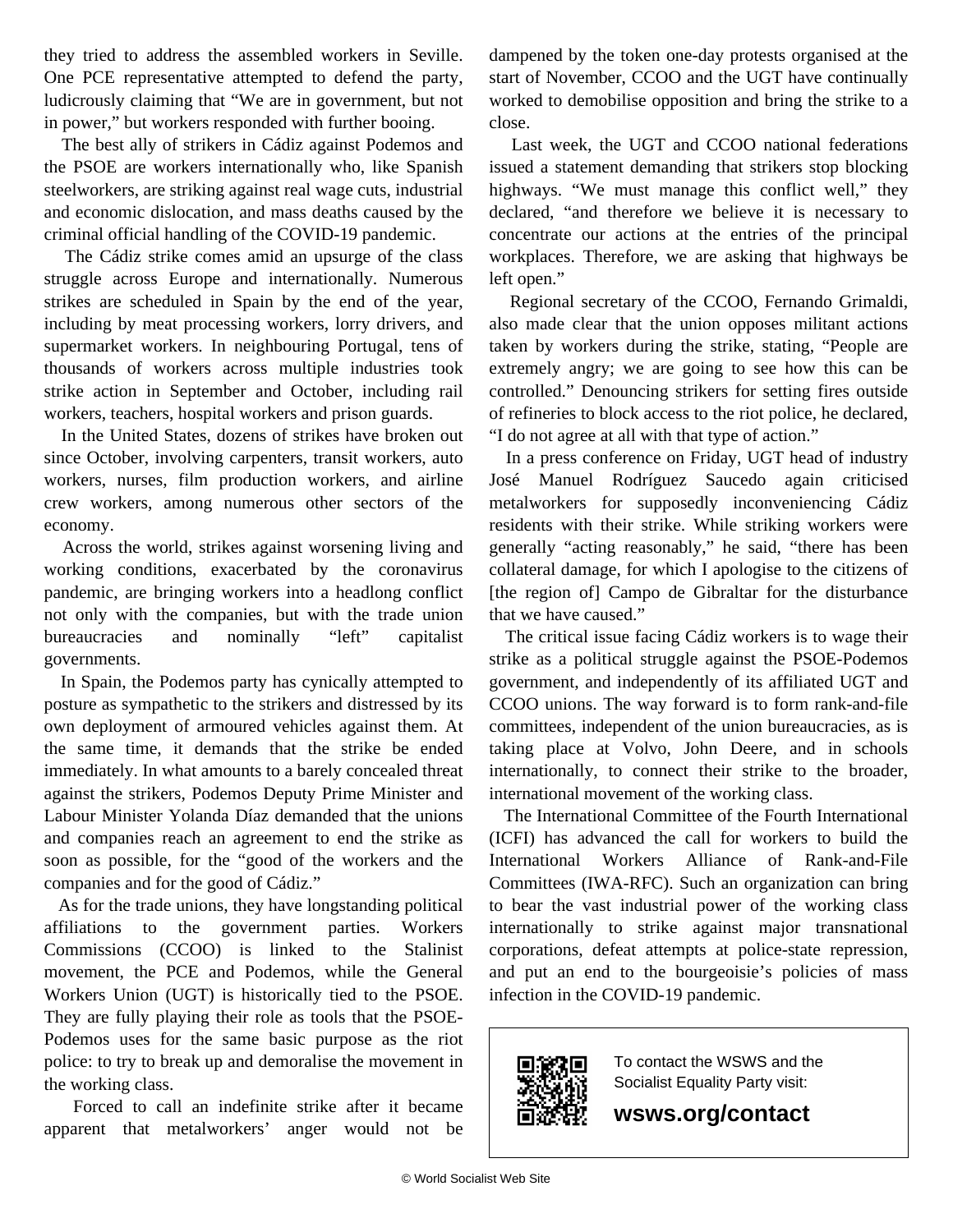they tried to address the assembled workers in Seville. One PCE representative attempted to defend the party, ludicrously claiming that "We are in government, but not in power," but workers responded with further booing.

The best ally of strikers in Cádiz against Podemos and the PSOE are workers internationally who, like Spanish steelworkers, are striking against real wage cuts, industrial and economic dislocation, and mass deaths caused by the criminal official handling of the COVID-19 pandemic.

The Cádiz strike comes amid an upsurge of the class struggle across Europe and internationally. Numerous strikes are scheduled in Spain by the end of the year, including by meat processing workers, lorry drivers, and supermarket workers. In neighbouring Portugal, tens of thousands of workers across multiple industries took strike action in September and October, including rail workers, teachers, hospital workers and prison guards.

In the United States, dozens of strikes have broken out since October, involving carpenters, transit workers, auto workers, nurses, film production workers, and airline crew workers, among numerous other sectors of the economy.

Across the world, strikes against worsening living and working conditions, exacerbated by the coronavirus pandemic, are bringing workers into a headlong conflict not only with the companies, but with the trade union bureaucracies and nominally "left" capitalist governments.

In Spain, the Podemos party has cynically attempted to posture as sympathetic to the strikers and distressed by its own deployment of armoured vehicles against them. At the same time, it demands that the strike be ended immediately. In what amounts to a barely concealed threat against the strikers, Podemos Deputy Prime Minister and Labour Minister Yolanda Díaz demanded that the unions and companies reach an agreement to end the strike as soon as possible, for the "good of the workers and the companies and for the good of Cádiz."

As for the trade unions, they have longstanding political affiliations to the government parties. Workers Commissions (CCOO) is linked to the Stalinist movement, the PCE and Podemos, while the General Workers Union (UGT) is historically tied to the PSOE. They are fully playing their role as tools that the PSOE-Podemos uses for the same basic purpose as the riot police: to try to break up and demoralise the movement in the working class.

Forced to call an indefinite strike after it became apparent that metalworkers' anger would not be dampened by the token one-day protests organised at the start of November, CCOO and the UGT have continually worked to demobilise opposition and bring the strike to a close.

Last week, the UGT and CCOO national federations issued a statement demanding that strikers stop blocking highways. "We must manage this conflict well," they declared, "and therefore we believe it is necessary to concentrate our actions at the entries of the principal workplaces. Therefore, we are asking that highways be left open."

Regional secretary of the CCOO, Fernando Grimaldi, also made clear that the union opposes militant actions taken by workers during the strike, stating, "People are extremely angry; we are going to see how this can be controlled." Denouncing strikers for setting fires outside of refineries to block access to the riot police, he declared, "I do not agree at all with that type of action."

In a press conference on Friday, UGT head of industry José Manuel Rodríguez Saucedo again criticised metalworkers for supposedly inconveniencing Cádiz residents with their strike. While striking workers were generally "acting reasonably," he said, "there has been collateral damage, for which I apologise to the citizens of [the region of] Campo de Gibraltar for the disturbance that we have caused."

The critical issue facing Cádiz workers is to wage their strike as a political struggle against the PSOE-Podemos government, and independently of its affiliated UGT and CCOO unions. The way forward is to form rank-and-file committees, independent of the union bureaucracies, as is taking place at Volvo, John Deere, and in schools internationally, to connect their strike to the broader, international movement of the working class.

The International Committee of the Fourth International (ICFI) has advanced the call for workers to build the International Workers Alliance of Rank-and-File Committees (IWA-RFC). Such an organization can bring to bear the vast industrial power of the working class internationally to strike against major transnational corporations, defeat attempts at police-state repression, and put an end to the bourgeoisie's policies of mass infection in the COVID-19 pandemic.

To contact the WSWS and the Socialist Equality Party visit:

**wsws.org/contact**